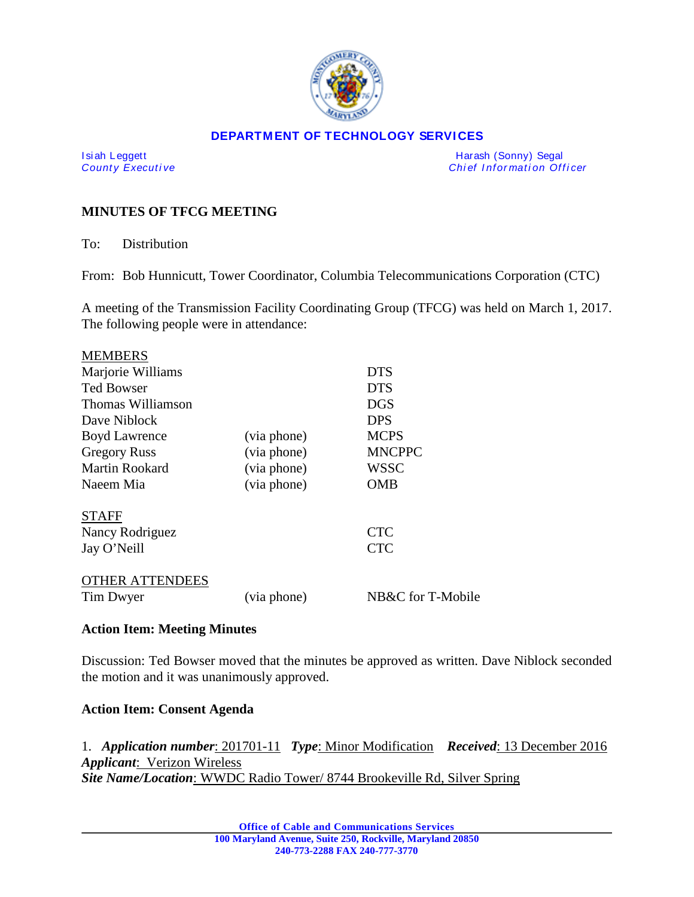**DEPARTMENT OF TECHNOLOGY SERVICES**

Isiah Leggett
*County Executive*

Harash (Sonny) Segal
*Chief Information Officer*

## MINUTES OF TFCG MEETING

To: Distribution

From: Bob Hunnicutt, Tower Coordinator, Columbia Telecommunications Corporation (CTC)

A meeting of the Transmission Facility Coordinating Group (TFCG) was held on March 1, 2017. The following people were in attendance:

<u>MEMBERS</u>

| | | |
|---|---|---|
| Marjorie Williams | | DTS |
| Ted Bowser | | DTS |
| Thomas Williamson | | DGS |
| Dave Niblock | | DPS |
| Boyd Lawrence | (via phone) | MCPS |
| Gregory Russ | (via phone) | MNCPPC |
| Martin Rookard | (via phone) | WSSC |
| Naeem Mia | (via phone) | OMB |

<u>STAFF</u>

| | | |
|---|---|---|
| Nancy Rodriguez | | CTC |
| Jay O'Neill | | CTC |

<u>OTHER ATTENDEES</u>

| | | |
|---|---|---|
| Tim Dwyer | (via phone) | NB&C for T-Mobile |

**Action Item: Meeting Minutes**

Discussion: Ted Bowser moved that the minutes be approved as written. Dave Niblock seconded the motion and it was unanimously approved.

**Action Item: Consent Agenda**

1. ***Application number***: 201701-11 ***Type***: Minor Modification ***Received***: 13 December 2016
***Applicant***: Verizon Wireless
***Site Name/Location***: WWDC Radio Tower/ 8744 Brookeville Rd, Silver Spring

**Office of Cable and Communications Services**
**100 Maryland Avenue, Suite 250, Rockville, Maryland 20850**
**240-773-2288 FAX 240-777-3770**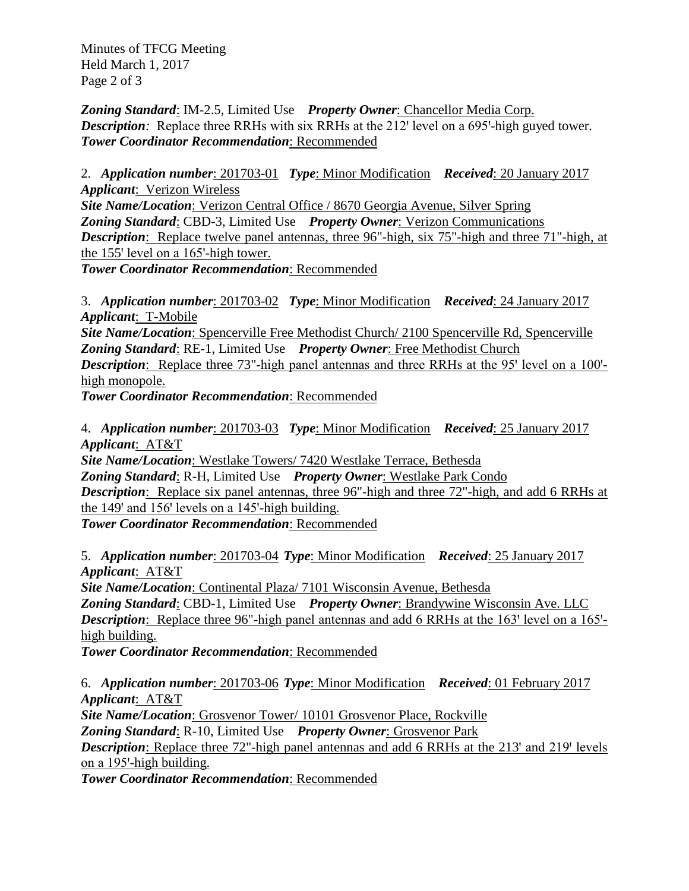***Zoning Standard***: IM-2.5, Limited Use ***Property Owner***: Chancellor Media Corp.
***Description***: Replace three RRHs with six RRHs at the 212' level on a 695'-high guyed tower.
***Tower Coordinator Recommendation***: Recommended

2. ***Application number***: 201703-01 ***Type***: Minor Modification ***Received***: 20 January 2017
***Applicant***: Verizon Wireless
***Site Name/Location***: Verizon Central Office / 8670 Georgia Avenue, Silver Spring
***Zoning Standard***: CBD-3, Limited Use ***Property Owner***: Verizon Communications
***Description***: Replace twelve panel antennas, three 96"-high, six 75"-high and three 71"-high, at the 155' level on a 165'-high tower.
***Tower Coordinator Recommendation***: Recommended

3. ***Application number***: 201703-02 ***Type***: Minor Modification ***Received***: 24 January 2017
***Applicant***: T-Mobile
***Site Name/Location***: Spencerville Free Methodist Church/ 2100 Spencerville Rd, Spencerville
***Zoning Standard***: RE-1, Limited Use ***Property Owner***: Free Methodist Church
***Description***: Replace three 73"-high panel antennas and three RRHs at the 95' level on a 100'-high monopole.
***Tower Coordinator Recommendation***: Recommended

4. ***Application number***: 201703-03 ***Type***: Minor Modification ***Received***: 25 January 2017
***Applicant***: AT&T
***Site Name/Location***: Westlake Towers/ 7420 Westlake Terrace, Bethesda
***Zoning Standard***: R-H, Limited Use ***Property Owner***: Westlake Park Condo
***Description***: Replace six panel antennas, three 96"-high and three 72"-high, and add 6 RRHs at the 149' and 156' levels on a 145'-high building.
***Tower Coordinator Recommendation***: Recommended

5. ***Application number***: 201703-04 ***Type***: Minor Modification ***Received***: 25 January 2017
***Applicant***: AT&T
***Site Name/Location***: Continental Plaza/ 7101 Wisconsin Avenue, Bethesda
***Zoning Standard***: CBD-1, Limited Use ***Property Owner***: Brandywine Wisconsin Ave. LLC
***Description***: Replace three 96"-high panel antennas and add 6 RRHs at the 163' level on a 165'-high building.
***Tower Coordinator Recommendation***: Recommended

6. ***Application number***: 201703-06 ***Type***: Minor Modification ***Received***: 01 February 2017
***Applicant***: AT&T
***Site Name/Location***: Grosvenor Tower/ 10101 Grosvenor Place, Rockville
***Zoning Standard***: R-10, Limited Use ***Property Owner***: Grosvenor Park
***Description***: Replace three 72"-high panel antennas and add 6 RRHs at the 213' and 219' levels on a 195'-high building.
***Tower Coordinator Recommendation***: Recommended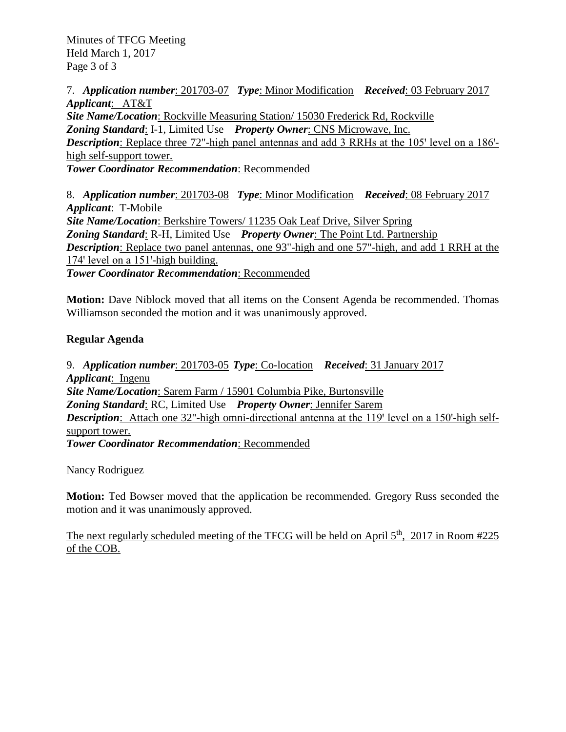7. ***Application number***: 201703-07 ***Type***: Minor Modification ***Received***: 03 February 2017
***Applicant***: AT&T
***Site Name/Location***: Rockville Measuring Station/ 15030 Frederick Rd, Rockville
***Zoning Standard***: I-1, Limited Use ***Property Owner***: CNS Microwave, Inc.
***Description***: Replace three 72"-high panel antennas and add 3 RRHs at the 105' level on a 186'-high self-support tower.
***Tower Coordinator Recommendation***: Recommended

8. ***Application number***: 201703-08 ***Type***: Minor Modification ***Received***: 08 February 2017
***Applicant***: T-Mobile
***Site Name/Location***: Berkshire Towers/ 11235 Oak Leaf Drive, Silver Spring
***Zoning Standard***: R-H, Limited Use ***Property Owner***: The Point Ltd. Partnership
***Description***: Replace two panel antennas, one 93"-high and one 57"-high, and add 1 RRH at the 174' level on a 151'-high building.
***Tower Coordinator Recommendation***: Recommended

**Motion:** Dave Niblock moved that all items on the Consent Agenda be recommended. Thomas Williamson seconded the motion and it was unanimously approved.

**Regular Agenda**

9. ***Application number***: 201703-05 ***Type***: Co-location ***Received***: 31 January 2017
***Applicant***: Ingenu
***Site Name/Location***: Sarem Farm / 15901 Columbia Pike, Burtonsville
***Zoning Standard***: RC, Limited Use ***Property Owner***: Jennifer Sarem
***Description***: Attach one 32"-high omni-directional antenna at the 119' level on a 150'-high self-support tower.
***Tower Coordinator Recommendation***: Recommended

Nancy Rodriguez

**Motion:** Ted Bowser moved that the application be recommended. Gregory Russ seconded the motion and it was unanimously approved.

The next regularly scheduled meeting of the TFCG will be held on April 5th, 2017 in Room #225 of the COB.